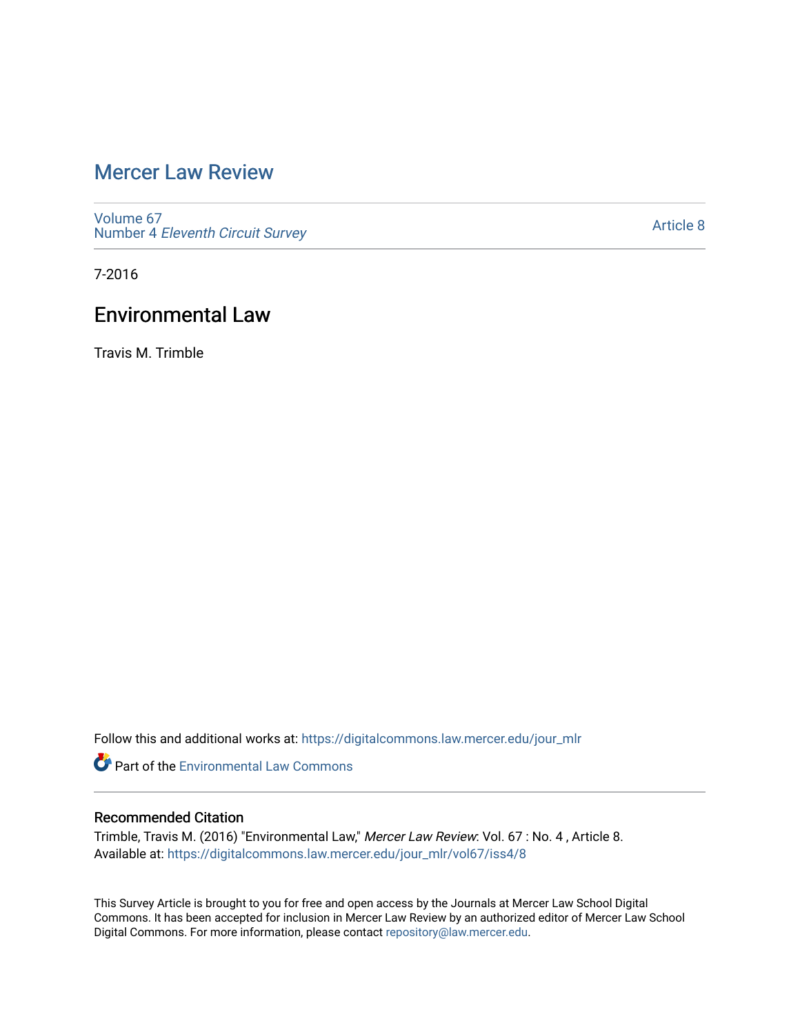# Mercer Law Review

Volume 67
Number 4 *Eleventh Circuit Survey*

Article 8

7-2016

## Environmental Law

Travis M. Trimble

Follow this and additional works at: https://digitalcommons.law.mercer.edu/jour_mlr

Part of the Environmental Law Commons

### Recommended Citation

Trimble, Travis M. (2016) "Environmental Law," *Mercer Law Review*: Vol. 67 : No. 4 , Article 8.
Available at: https://digitalcommons.law.mercer.edu/jour_mlr/vol67/iss4/8

This Survey Article is brought to you for free and open access by the Journals at Mercer Law School Digital Commons. It has been accepted for inclusion in Mercer Law Review by an authorized editor of Mercer Law School Digital Commons. For more information, please contact repository@law.mercer.edu.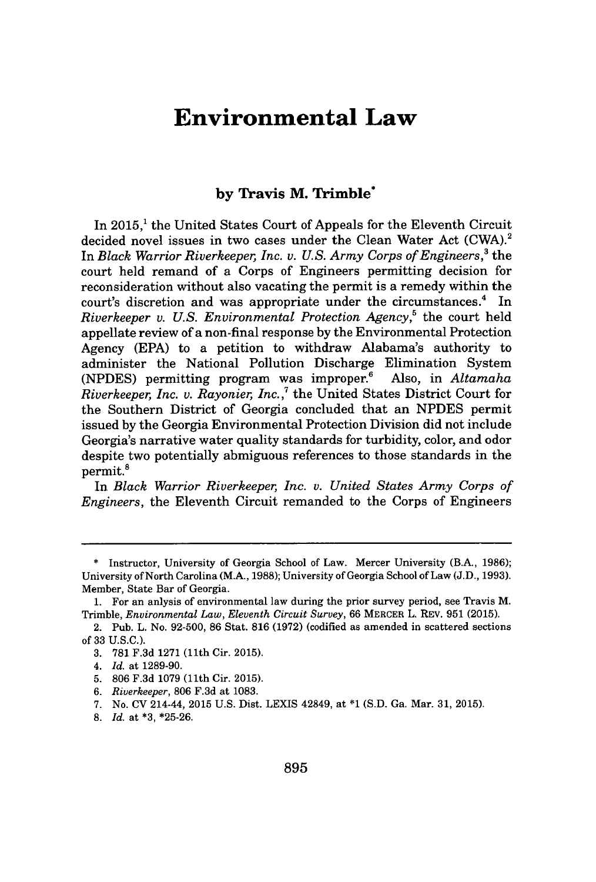# Environmental Law

**by Travis M. Trimble***

In 2015,[1] the United States Court of Appeals for the Eleventh Circuit decided novel issues in two cases under the Clean Water Act (CWA).[2] In *Black Warrior Riverkeeper, Inc. v. U.S. Army Corps of Engineers*,[3] the court held remand of a Corps of Engineers permitting decision for reconsideration without also vacating the permit is a remedy within the court's discretion and was appropriate under the circumstances.[4] In *Riverkeeper v. U.S. Environmental Protection Agency*,[5] the court held appellate review of a non-final response by the Environmental Protection Agency (EPA) to a petition to withdraw Alabama's authority to administer the National Pollution Discharge Elimination System (NPDES) permitting program was improper.[6] Also, in *Altamaha Riverkeeper, Inc. v. Rayonier, Inc.*,[7] the United States District Court for the Southern District of Georgia concluded that an NPDES permit issued by the Georgia Environmental Protection Division did not include Georgia's narrative water quality standards for turbidity, color, and odor despite two potentially abmiguous references to those standards in the permit.[8]

In *Black Warrior Riverkeeper, Inc. v. United States Army Corps of Engineers*, the Eleventh Circuit remanded to the Corps of Engineers

---

\* Instructor, University of Georgia School of Law. Mercer University (B.A., 1986); University of North Carolina (M.A., 1988); University of Georgia School of Law (J.D., 1993). Member, State Bar of Georgia.

1. For an anlysis of environmental law during the prior survey period, see Travis M. Trimble, *Environmental Law, Eleventh Circuit Survey*, 66 MERCER L. REV. 951 (2015).

2. Pub. L. No. 92-500, 86 Stat. 816 (1972) (codified as amended in scattered sections of 33 U.S.C.).

3. 781 F.3d 1271 (11th Cir. 2015).

4. *Id.* at 1289-90.

5. 806 F.3d 1079 (11th Cir. 2015).

6. *Riverkeeper*, 806 F.3d at 1083.

7. No. CV 214-44, 2015 U.S. Dist. LEXIS 42849, at *1 (S.D. Ga. Mar. 31, 2015).

8. *Id.* at *3, *25-26.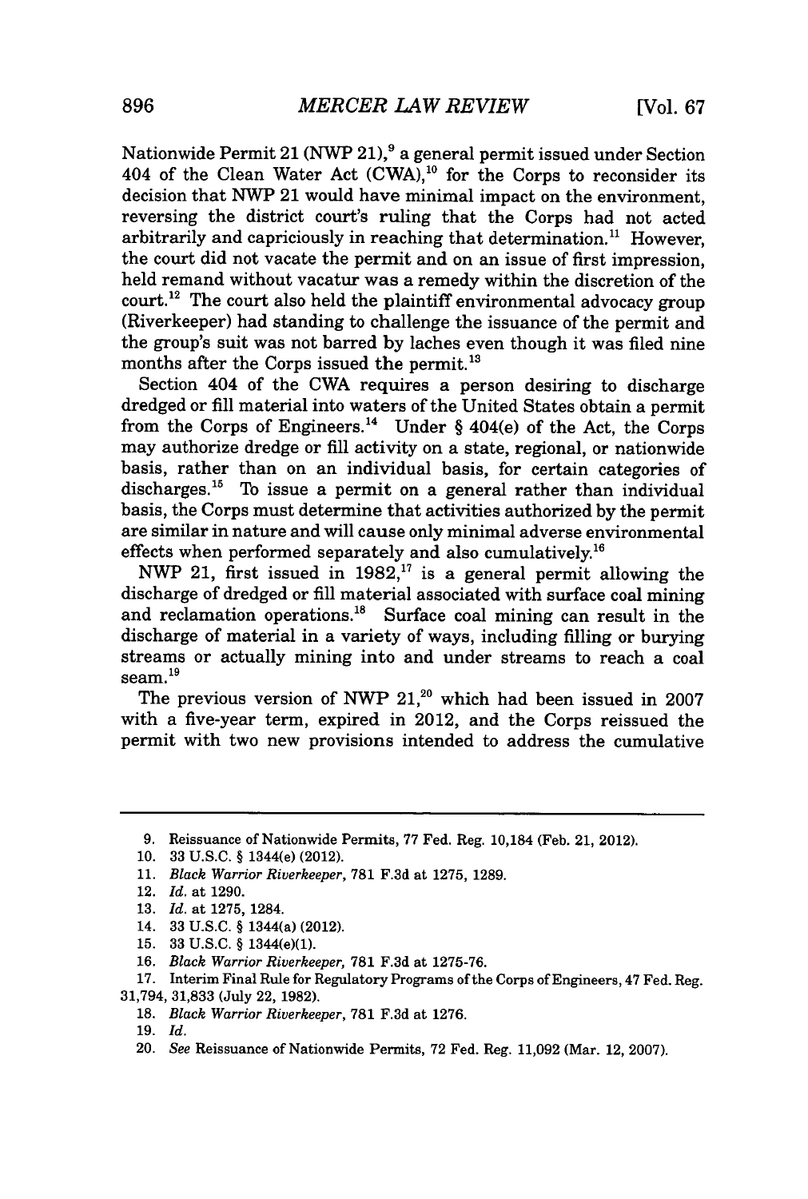Nationwide Permit 21 (NWP 21),[9] a general permit issued under Section 404 of the Clean Water Act (CWA),[10] for the Corps to reconsider its decision that NWP 21 would have minimal impact on the environment, reversing the district court's ruling that the Corps had not acted arbitrarily and capriciously in reaching that determination.[11] However, the court did not vacate the permit and on an issue of first impression, held remand without vacatur was a remedy within the discretion of the court.[12] The court also held the plaintiff environmental advocacy group (Riverkeeper) had standing to challenge the issuance of the permit and the group's suit was not barred by laches even though it was filed nine months after the Corps issued the permit.[13]

Section 404 of the CWA requires a person desiring to discharge dredged or fill material into waters of the United States obtain a permit from the Corps of Engineers.[14] Under § 404(e) of the Act, the Corps may authorize dredge or fill activity on a state, regional, or nationwide basis, rather than on an individual basis, for certain categories of discharges.[15] To issue a permit on a general rather than individual basis, the Corps must determine that activities authorized by the permit are similar in nature and will cause only minimal adverse environmental effects when performed separately and also cumulatively.[16]

NWP 21, first issued in 1982,[17] is a general permit allowing the discharge of dredged or fill material associated with surface coal mining and reclamation operations.[18] Surface coal mining can result in the discharge of material in a variety of ways, including filling or burying streams or actually mining into and under streams to reach a coal seam.[19]

The previous version of NWP 21,[20] which had been issued in 2007 with a five-year term, expired in 2012, and the Corps reissued the permit with two new provisions intended to address the cumulative

---

9. Reissuance of Nationwide Permits, 77 Fed. Reg. 10,184 (Feb. 21, 2012).

10. 33 U.S.C. § 1344(e) (2012).

11. *Black Warrior Riverkeeper*, 781 F.3d at 1275, 1289.

12. *Id.* at 1290.

13. *Id.* at 1275, 1284.

14. 33 U.S.C. § 1344(a) (2012).

15. 33 U.S.C. § 1344(e)(1).

16. *Black Warrior Riverkeeper*, 781 F.3d at 1275-76.

17. Interim Final Rule for Regulatory Programs of the Corps of Engineers, 47 Fed. Reg. 31,794, 31,833 (July 22, 1982).

18. *Black Warrior Riverkeeper*, 781 F.3d at 1276.

19. *Id.*

20. *See* Reissuance of Nationwide Permits, 72 Fed. Reg. 11,092 (Mar. 12, 2007).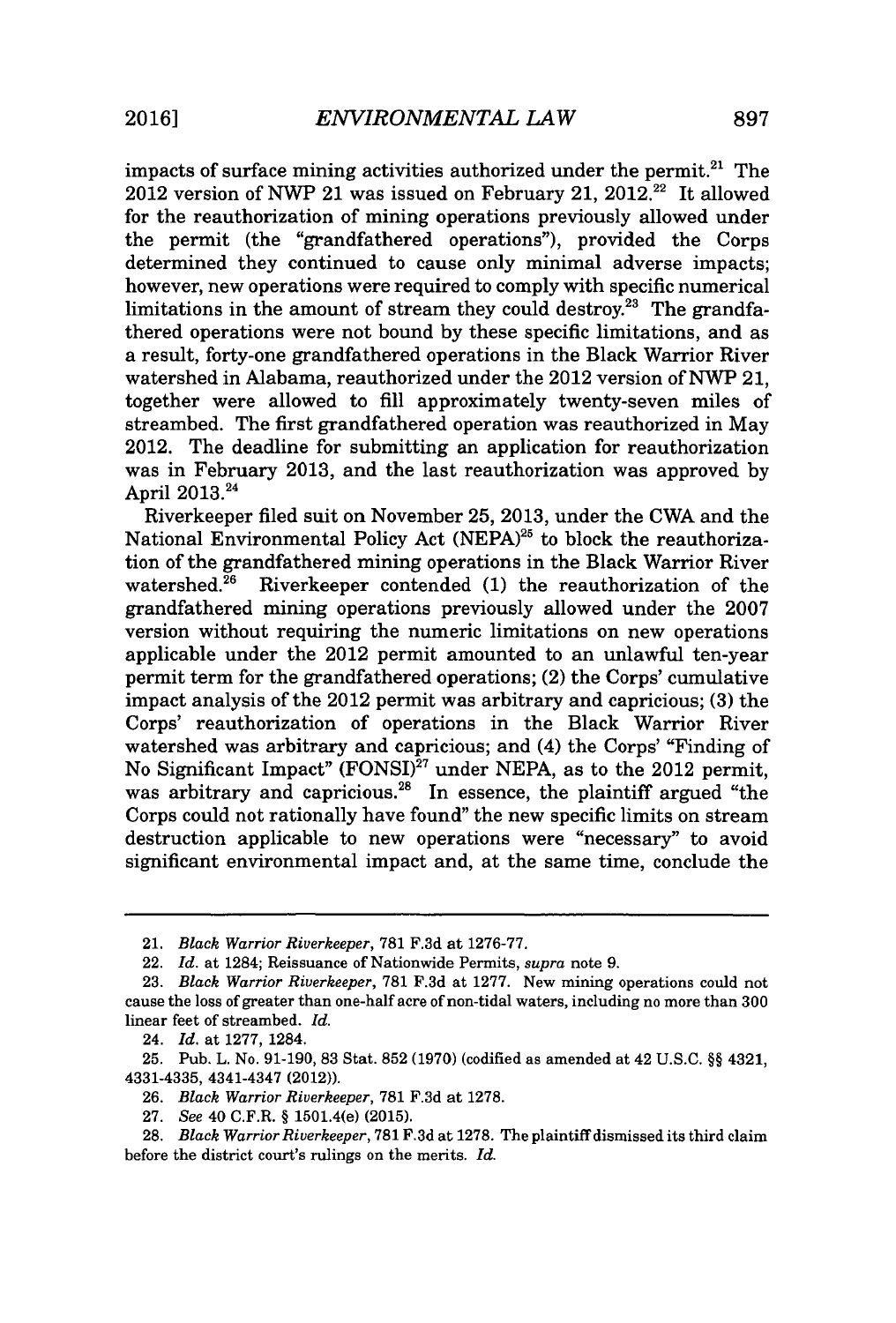impacts of surface mining activities authorized under the permit.[21] The 2012 version of NWP 21 was issued on February 21, 2012.[22] It allowed for the reauthorization of mining operations previously allowed under the permit (the "grandfathered operations"), provided the Corps determined they continued to cause only minimal adverse impacts; however, new operations were required to comply with specific numerical limitations in the amount of stream they could destroy.[23] The grandfathered operations were not bound by these specific limitations, and as a result, forty-one grandfathered operations in the Black Warrior River watershed in Alabama, reauthorized under the 2012 version of NWP 21, together were allowed to fill approximately twenty-seven miles of streambed. The first grandfathered operation was reauthorized in May 2012. The deadline for submitting an application for reauthorization was in February 2013, and the last reauthorization was approved by April 2013.[24]

Riverkeeper filed suit on November 25, 2013, under the CWA and the National Environmental Policy Act (NEPA)[25] to block the reauthorization of the grandfathered mining operations in the Black Warrior River watershed.[26] Riverkeeper contended (1) the reauthorization of the grandfathered mining operations previously allowed under the 2007 version without requiring the numeric limitations on new operations applicable under the 2012 permit amounted to an unlawful ten-year permit term for the grandfathered operations; (2) the Corps' cumulative impact analysis of the 2012 permit was arbitrary and capricious; (3) the Corps' reauthorization of operations in the Black Warrior River watershed was arbitrary and capricious; and (4) the Corps' "Finding of No Significant Impact" (FONSI)[27] under NEPA, as to the 2012 permit, was arbitrary and capricious.[28] In essence, the plaintiff argued "the Corps could not rationally have found" the new specific limits on stream destruction applicable to new operations were "necessary" to avoid significant environmental impact and, at the same time, conclude the

---

21. *Black Warrior Riverkeeper*, 781 F.3d at 1276-77.

22. *Id.* at 1284; Reissuance of Nationwide Permits, *supra* note 9.

23. *Black Warrior Riverkeeper*, 781 F.3d at 1277. New mining operations could not cause the loss of greater than one-half acre of non-tidal waters, including no more than 300 linear feet of streambed. *Id.*

24. *Id.* at 1277, 1284.

25. Pub. L. No. 91-190, 83 Stat. 852 (1970) (codified as amended at 42 U.S.C. §§ 4321, 4331-4335, 4341-4347 (2012)).

26. *Black Warrior Riverkeeper*, 781 F.3d at 1278.

27. *See* 40 C.F.R. § 1501.4(e) (2015).

28. *Black Warrior Riverkeeper*, 781 F.3d at 1278. The plaintiff dismissed its third claim before the district court's rulings on the merits. *Id.*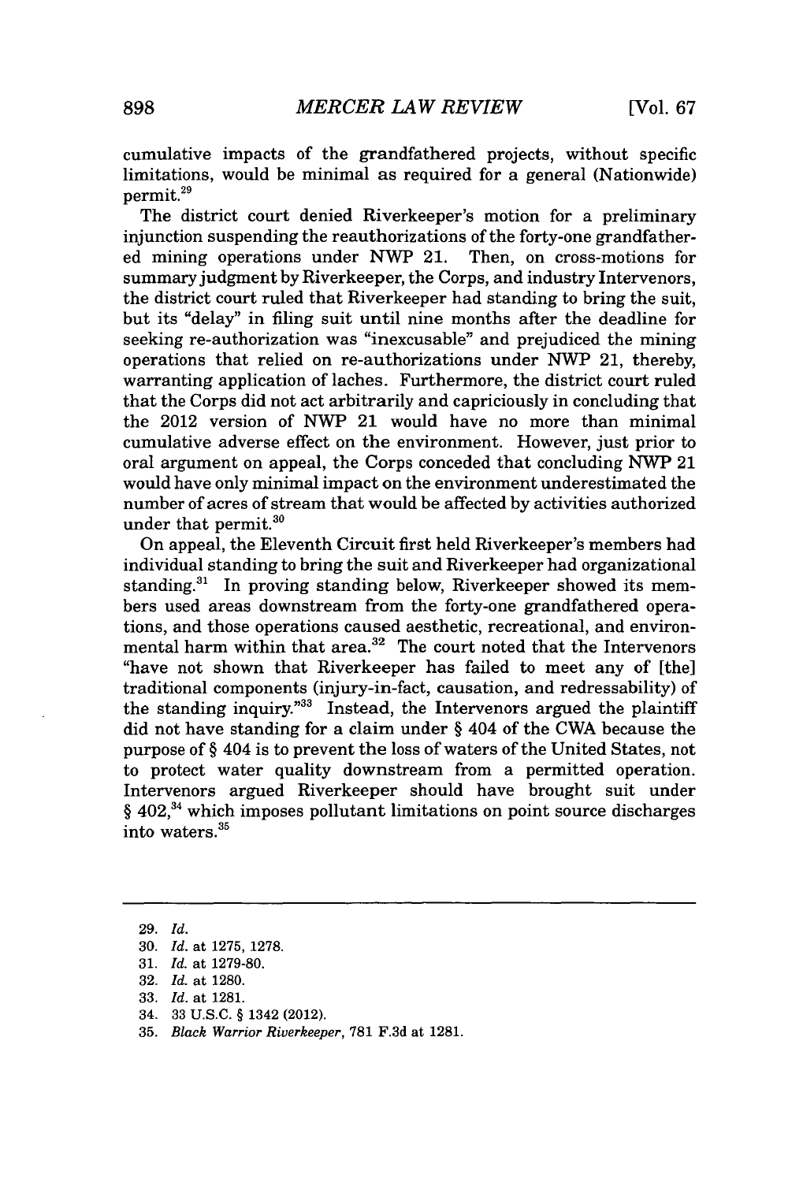cumulative impacts of the grandfathered projects, without specific limitations, would be minimal as required for a general (Nationwide) permit.[29]

The district court denied Riverkeeper's motion for a preliminary injunction suspending the reauthorizations of the forty-one grandfathered mining operations under NWP 21. Then, on cross-motions for summary judgment by Riverkeeper, the Corps, and industry Intervenors, the district court ruled that Riverkeeper had standing to bring the suit, but its "delay" in filing suit until nine months after the deadline for seeking re-authorization was "inexcusable" and prejudiced the mining operations that relied on re-authorizations under NWP 21, thereby, warranting application of laches. Furthermore, the district court ruled that the Corps did not act arbitrarily and capriciously in concluding that the 2012 version of NWP 21 would have no more than minimal cumulative adverse effect on the environment. However, just prior to oral argument on appeal, the Corps conceded that concluding NWP 21 would have only minimal impact on the environment underestimated the number of acres of stream that would be affected by activities authorized under that permit.[30]

On appeal, the Eleventh Circuit first held Riverkeeper's members had individual standing to bring the suit and Riverkeeper had organizational standing.[31] In proving standing below, Riverkeeper showed its members used areas downstream from the forty-one grandfathered operations, and those operations caused aesthetic, recreational, and environmental harm within that area.[32] The court noted that the Intervenors "have not shown that Riverkeeper has failed to meet any of [the] traditional components (injury-in-fact, causation, and redressability) of the standing inquiry."[33] Instead, the Intervenors argued the plaintiff did not have standing for a claim under § 404 of the CWA because the purpose of § 404 is to prevent the loss of waters of the United States, not to protect water quality downstream from a permitted operation. Intervenors argued Riverkeeper should have brought suit under § 402,[34] which imposes pollutant limitations on point source discharges into waters.[35]

---

29. *Id.*

30. *Id.* at 1275, 1278.

31. *Id.* at 1279-80.

32. *Id.* at 1280.

33. *Id.* at 1281.

34. 33 U.S.C. § 1342 (2012).

35. *Black Warrior Riverkeeper*, 781 F.3d at 1281.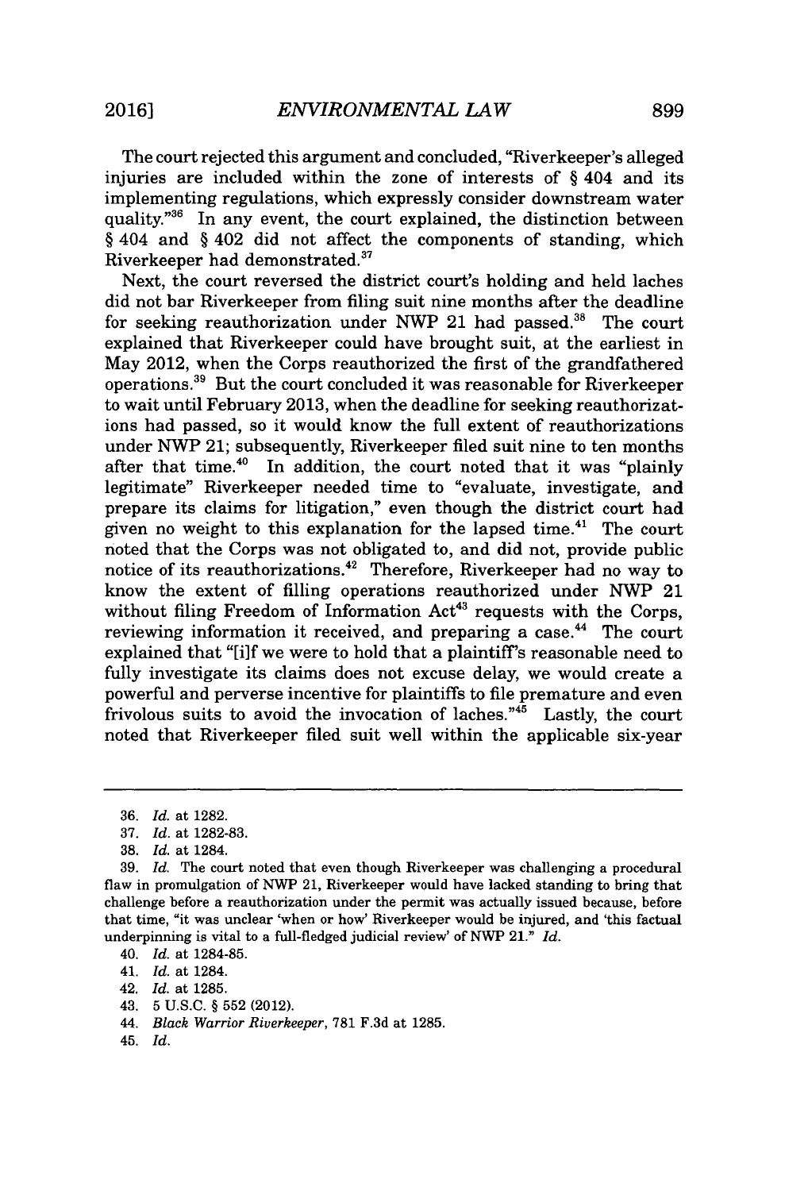The court rejected this argument and concluded, "Riverkeeper's alleged injuries are included within the zone of interests of § 404 and its implementing regulations, which expressly consider downstream water quality."[36] In any event, the court explained, the distinction between § 404 and § 402 did not affect the components of standing, which Riverkeeper had demonstrated.[37]

Next, the court reversed the district court's holding and held laches did not bar Riverkeeper from filing suit nine months after the deadline for seeking reauthorization under NWP 21 had passed.[38] The court explained that Riverkeeper could have brought suit, at the earliest in May 2012, when the Corps reauthorized the first of the grandfathered operations.[39] But the court concluded it was reasonable for Riverkeeper to wait until February 2013, when the deadline for seeking reauthorizations had passed, so it would know the full extent of reauthorizations under NWP 21; subsequently, Riverkeeper filed suit nine to ten months after that time.[40] In addition, the court noted that it was "plainly legitimate" Riverkeeper needed time to "evaluate, investigate, and prepare its claims for litigation," even though the district court had given no weight to this explanation for the lapsed time.[41] The court noted that the Corps was not obligated to, and did not, provide public notice of its reauthorizations.[42] Therefore, Riverkeeper had no way to know the extent of filling operations reauthorized under NWP 21 without filing Freedom of Information Act[43] requests with the Corps, reviewing information it received, and preparing a case.[44] The court explained that "[i]f we were to hold that a plaintiff's reasonable need to fully investigate its claims does not excuse delay, we would create a powerful and perverse incentive for plaintiffs to file premature and even frivolous suits to avoid the invocation of laches."[45] Lastly, the court noted that Riverkeeper filed suit well within the applicable six-year

---

36. *Id.* at 1282.

37. *Id.* at 1282-83.

38. *Id.* at 1284.

39. *Id.* The court noted that even though Riverkeeper was challenging a procedural flaw in promulgation of NWP 21, Riverkeeper would have lacked standing to bring that challenge before a reauthorization under the permit was actually issued because, before that time, "it was unclear 'when or how' Riverkeeper would be injured, and 'this factual underpinning is vital to a full-fledged judicial review' of NWP 21." *Id.*

40. *Id.* at 1284-85.

41. *Id.* at 1284.

42. *Id.* at 1285.

43. 5 U.S.C. § 552 (2012).

44. *Black Warrior Riverkeeper*, 781 F.3d at 1285.

45. *Id.*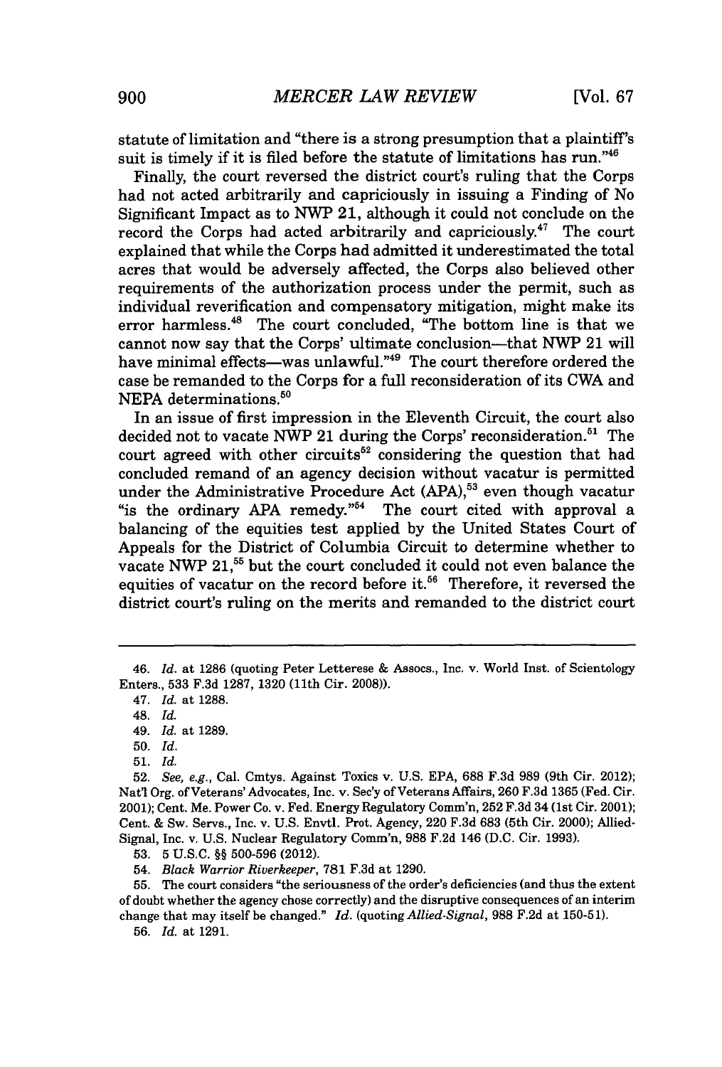statute of limitation and "there is a strong presumption that a plaintiff's suit is timely if it is filed before the statute of limitations has run."[46]

Finally, the court reversed the district court's ruling that the Corps had not acted arbitrarily and capriciously in issuing a Finding of No Significant Impact as to NWP 21, although it could not conclude on the record the Corps had acted arbitrarily and capriciously.[47] The court explained that while the Corps had admitted it underestimated the total acres that would be adversely affected, the Corps also believed other requirements of the authorization process under the permit, such as individual reverification and compensatory mitigation, might make its error harmless.[48] The court concluded, "The bottom line is that we cannot now say that the Corps' ultimate conclusion—that NWP 21 will have minimal effects—was unlawful."[49] The court therefore ordered the case be remanded to the Corps for a full reconsideration of its CWA and NEPA determinations.[50]

In an issue of first impression in the Eleventh Circuit, the court also decided not to vacate NWP 21 during the Corps' reconsideration.[51] The court agreed with other circuits[52] considering the question that had concluded remand of an agency decision without vacatur is permitted under the Administrative Procedure Act (APA),[53] even though vacatur "is the ordinary APA remedy."[54] The court cited with approval a balancing of the equities test applied by the United States Court of Appeals for the District of Columbia Circuit to determine whether to vacate NWP 21,[55] but the court concluded it could not even balance the equities of vacatur on the record before it.[56] Therefore, it reversed the district court's ruling on the merits and remanded to the district court

---

46. *Id.* at 1286 (quoting Peter Letterese & Assocs., Inc. v. World Inst. of Scientology Enters., 533 F.3d 1287, 1320 (11th Cir. 2008)).

47. *Id.* at 1288.

48. *Id.*

49. *Id.* at 1289.

50. *Id.*

51. *Id.*

52. *See, e.g.*, Cal. Cmtys. Against Toxics v. U.S. EPA, 688 F.3d 989 (9th Cir. 2012); Nat'l Org. of Veterans' Advocates, Inc. v. Sec'y of Veterans Affairs, 260 F.3d 1365 (Fed. Cir. 2001); Cent. Me. Power Co. v. Fed. Energy Regulatory Comm'n, 252 F.3d 34 (1st Cir. 2001); Cent. & Sw. Servs., Inc. v. U.S. Envtl. Prot. Agency, 220 F.3d 683 (5th Cir. 2000); Allied-Signal, Inc. v. U.S. Nuclear Regulatory Comm'n, 988 F.2d 146 (D.C. Cir. 1993).

53. 5 U.S.C. §§ 500-596 (2012).

54. *Black Warrior Riverkeeper*, 781 F.3d at 1290.

55. The court considers "the seriousness of the order's deficiencies (and thus the extent of doubt whether the agency chose correctly) and the disruptive consequences of an interim change that may itself be changed." *Id.* (quoting *Allied-Signal*, 988 F.2d at 150-51).

56. *Id.* at 1291.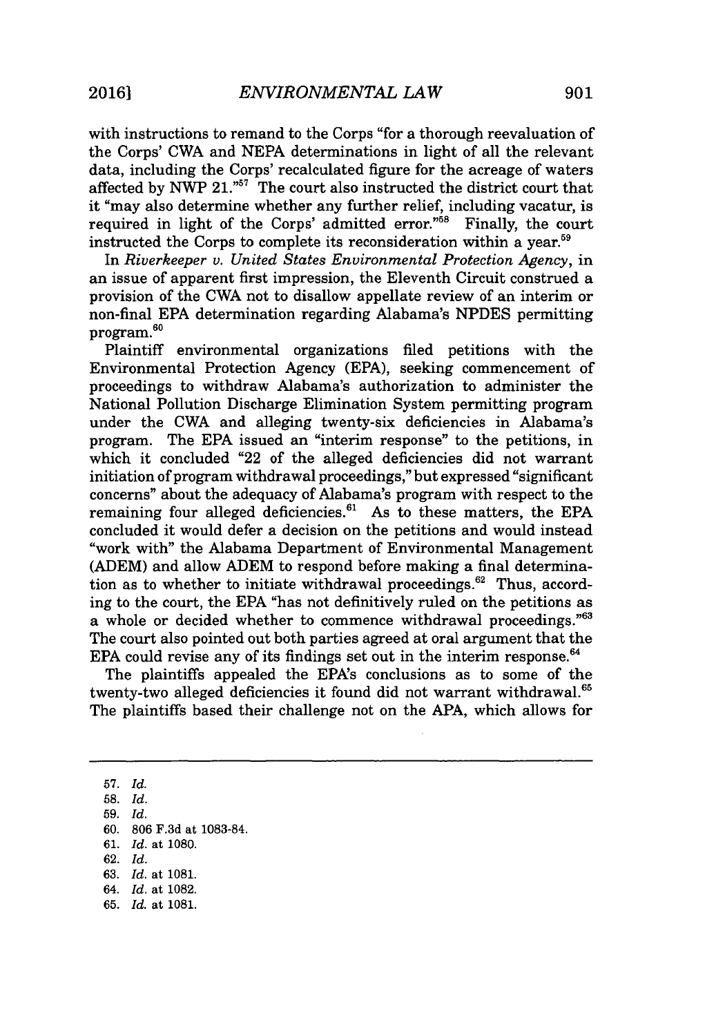with instructions to remand to the Corps "for a thorough reevaluation of the Corps' CWA and NEPA determinations in light of all the relevant data, including the Corps' recalculated figure for the acreage of waters affected by NWP 21."[57] The court also instructed the district court that it "may also determine whether any further relief, including vacatur, is required in light of the Corps' admitted error."[58] Finally, the court instructed the Corps to complete its reconsideration within a year.[59]

In *Riverkeeper v. United States Environmental Protection Agency*, in an issue of apparent first impression, the Eleventh Circuit construed a provision of the CWA not to disallow appellate review of an interim or non-final EPA determination regarding Alabama's NPDES permitting program.[60]

Plaintiff environmental organizations filed petitions with the Environmental Protection Agency (EPA), seeking commencement of proceedings to withdraw Alabama's authorization to administer the National Pollution Discharge Elimination System permitting program under the CWA and alleging twenty-six deficiencies in Alabama's program. The EPA issued an "interim response" to the petitions, in which it concluded "22 of the alleged deficiencies did not warrant initiation of program withdrawal proceedings," but expressed "significant concerns" about the adequacy of Alabama's program with respect to the remaining four alleged deficiencies.[61] As to these matters, the EPA concluded it would defer a decision on the petitions and would instead "work with" the Alabama Department of Environmental Management (ADEM) and allow ADEM to respond before making a final determination as to whether to initiate withdrawal proceedings.[62] Thus, according to the court, the EPA "has not definitively ruled on the petitions as a whole or decided whether to commence withdrawal proceedings."[63] The court also pointed out both parties agreed at oral argument that the EPA could revise any of its findings set out in the interim response.[64]

The plaintiffs appealed the EPA's conclusions as to some of the twenty-two alleged deficiencies it found did not warrant withdrawal.[65] The plaintiffs based their challenge not on the APA, which allows for

---

57. *Id.*
58. *Id.*
59. *Id.*
60. 806 F.3d at 1083-84.
61. *Id.* at 1080.
62. *Id.*
63. *Id.* at 1081.
64. *Id.* at 1082.
65. *Id.* at 1081.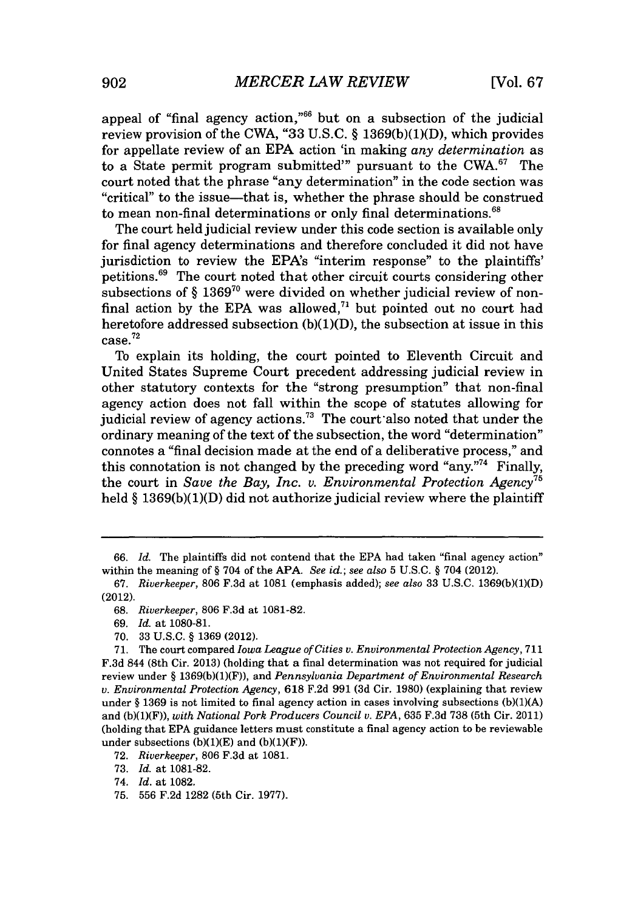appeal of "final agency action,"[66] but on a subsection of the judicial review provision of the CWA, "33 U.S.C. § 1369(b)(1)(D), which provides for appellate review of an EPA action 'in making *any determination* as to a State permit program submitted'" pursuant to the CWA.[67] The court noted that the phrase "any determination" in the code section was "critical" to the issue—that is, whether the phrase should be construed to mean non-final determinations or only final determinations.[68]

The court held judicial review under this code section is available only for final agency determinations and therefore concluded it did not have jurisdiction to review the EPA's "interim response" to the plaintiffs' petitions.[69] The court noted that other circuit courts considering other subsections of § 1369[70] were divided on whether judicial review of non-final action by the EPA was allowed,[71] but pointed out no court had heretofore addressed subsection (b)(1)(D), the subsection at issue in this case.[72]

To explain its holding, the court pointed to Eleventh Circuit and United States Supreme Court precedent addressing judicial review in other statutory contexts for the "strong presumption" that non-final agency action does not fall within the scope of statutes allowing for judicial review of agency actions.[73] The court also noted that under the ordinary meaning of the text of the subsection, the word "determination" connotes a "final decision made at the end of a deliberative process," and this connotation is not changed by the preceding word "any."[74] Finally, the court in *Save the Bay, Inc. v. Environmental Protection Agency*[75] held § 1369(b)(1)(D) did not authorize judicial review where the plaintiff

66. *Id.* The plaintiffs did not contend that the EPA had taken "final agency action" within the meaning of § 704 of the APA. *See id.*; *see also* 5 U.S.C. § 704 (2012).

67. *Riverkeeper*, 806 F.3d at 1081 (emphasis added); *see also* 33 U.S.C. 1369(b)(1)(D) (2012).

68. *Riverkeeper*, 806 F.3d at 1081-82.

69. *Id.* at 1080-81.

70. 33 U.S.C. § 1369 (2012).

71. The court compared *Iowa League of Cities v. Environmental Protection Agency*, 711 F.3d 844 (8th Cir. 2013) (holding that a final determination was not required for judicial review under § 1369(b)(1)(F)), and *Pennsylvania Department of Environmental Research v. Environmental Protection Agency*, 618 F.2d 991 (3d Cir. 1980) (explaining that review under § 1369 is not limited to final agency action in cases involving subsections (b)(1)(A) and (b)(1)(F)), *with National Pork Producers Council v. EPA*, 635 F.3d 738 (5th Cir. 2011) (holding that EPA guidance letters must constitute a final agency action to be reviewable under subsections (b)(1)(E) and (b)(1)(F)).

72. *Riverkeeper*, 806 F.3d at 1081.

73. *Id.* at 1081-82.

74. *Id.* at 1082.

75. 556 F.2d 1282 (5th Cir. 1977).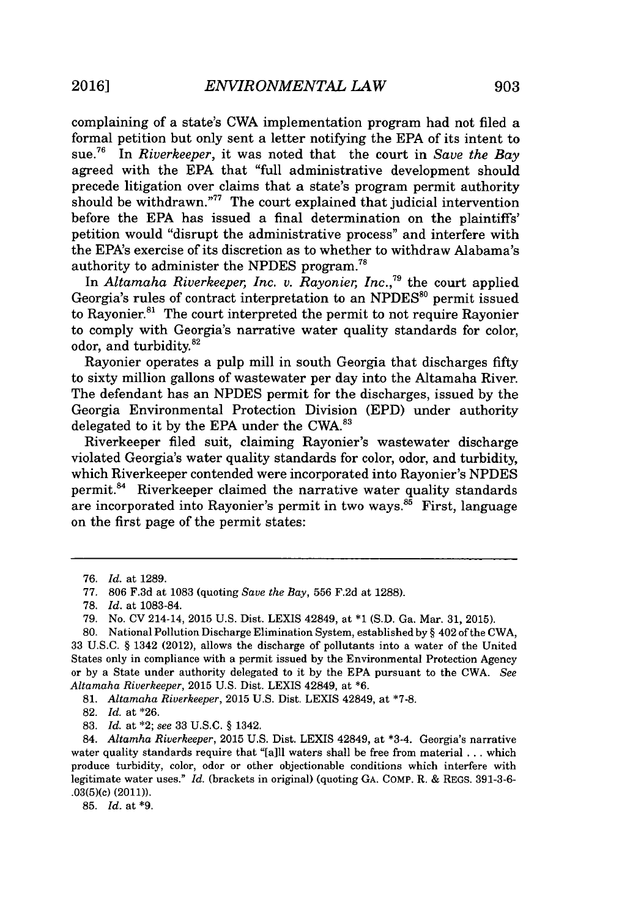complaining of a state's CWA implementation program had not filed a formal petition but only sent a letter notifying the EPA of its intent to sue.[76] In *Riverkeeper*, it was noted that the court in *Save the Bay* agreed with the EPA that "full administrative development should precede litigation over claims that a state's program permit authority should be withdrawn."[77] The court explained that judicial intervention before the EPA has issued a final determination on the plaintiffs' petition would "disrupt the administrative process" and interfere with the EPA's exercise of its discretion as to whether to withdraw Alabama's authority to administer the NPDES program.[78]

In *Altamaha Riverkeeper, Inc. v. Rayonier, Inc.*,[79] the court applied Georgia's rules of contract interpretation to an NPDES[80] permit issued to Rayonier.[81] The court interpreted the permit to not require Rayonier to comply with Georgia's narrative water quality standards for color, odor, and turbidity.[82]

Rayonier operates a pulp mill in south Georgia that discharges fifty to sixty million gallons of wastewater per day into the Altamaha River. The defendant has an NPDES permit for the discharges, issued by the Georgia Environmental Protection Division (EPD) under authority delegated to it by the EPA under the CWA.[83]

Riverkeeper filed suit, claiming Rayonier's wastewater discharge violated Georgia's water quality standards for color, odor, and turbidity, which Riverkeeper contended were incorporated into Rayonier's NPDES permit.[84] Riverkeeper claimed the narrative water quality standards are incorporated into Rayonier's permit in two ways.[85] First, language on the first page of the permit states:

---

76. *Id.* at 1289.

77. 806 F.3d at 1083 (quoting *Save the Bay*, 556 F.2d at 1288).

78. *Id.* at 1083-84.

79. No. CV 214-14, 2015 U.S. Dist. LEXIS 42849, at *1 (S.D. Ga. Mar. 31, 2015).

80. National Pollution Discharge Elimination System, established by § 402 of the CWA, 33 U.S.C. § 1342 (2012), allows the discharge of pollutants into a water of the United States only in compliance with a permit issued by the Environmental Protection Agency or by a State under authority delegated to it by the EPA pursuant to the CWA. *See Altamaha Riverkeeper*, 2015 U.S. Dist. LEXIS 42849, at *6.

81. *Altamaha Riverkeeper*, 2015 U.S. Dist. LEXIS 42849, at *7-8.

82. *Id.* at *26.

83. *Id.* at *2; *see* 33 U.S.C. § 1342.

84. *Altamha Riverkeeper*, 2015 U.S. Dist. LEXIS 42849, at *3-4. Georgia's narrative water quality standards require that "[a]ll waters shall be free from material . . . which produce turbidity, color, odor or other objectionable conditions which interfere with legitimate water uses." *Id.* (brackets in original) (quoting GA. COMP. R. & REGS. 391-3-6-.03(5)(c) (2011)).

85. *Id.* at *9.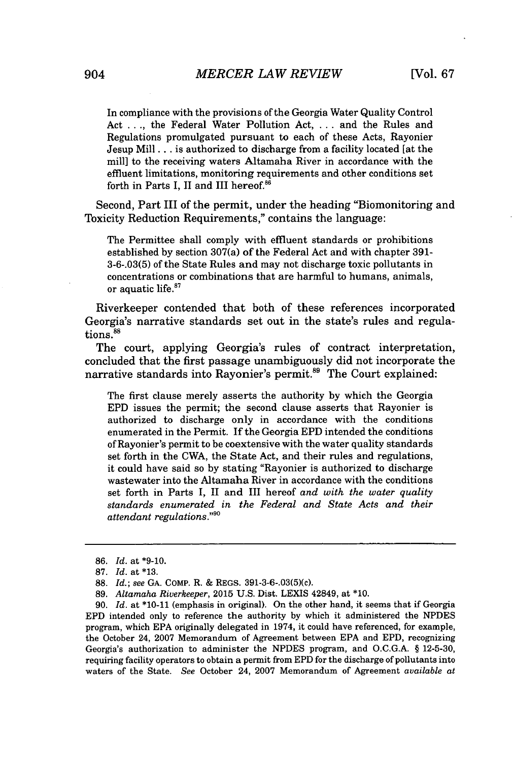> In compliance with the provisions of the Georgia Water Quality Control Act . . ., the Federal Water Pollution Act, . . . and the Rules and Regulations promulgated pursuant to each of these Acts, Rayonier Jesup Mill . . . is authorized to discharge from a facility located [at the mill] to the receiving waters Altamaha River in accordance with the effluent limitations, monitoring requirements and other conditions set forth in Parts I, II and III hereof.[86]

Second, Part III of the permit, under the heading "Biomonitoring and Toxicity Reduction Requirements," contains the language:

> The Permittee shall comply with effluent standards or prohibitions established by section 307(a) of the Federal Act and with chapter 391-3-6-.03(5) of the State Rules and may not discharge toxic pollutants in concentrations or combinations that are harmful to humans, animals, or aquatic life.[87]

Riverkeeper contended that both of these references incorporated Georgia's narrative standards set out in the state's rules and regulations.[88]

The court, applying Georgia's rules of contract interpretation, concluded that the first passage unambiguously did not incorporate the narrative standards into Rayonier's permit.[89] The Court explained:

> The first clause merely asserts the authority by which the Georgia EPD issues the permit; the second clause asserts that Rayonier is authorized to discharge only in accordance with the conditions enumerated in the Permit. If the Georgia EPD intended the conditions of Rayonier's permit to be coextensive with the water quality standards set forth in the CWA, the State Act, and their rules and regulations, it could have said so by stating "Rayonier is authorized to discharge wastewater into the Altamaha River in accordance with the conditions set forth in Parts I, II and III hereof *and with the water quality standards enumerated in the Federal and State Acts and their attendant regulations*."[90]

---

86. *Id.* at *9-10.

87. *Id.* at *13.

88. *Id.*; *see* GA. COMP. R. & REGS. 391-3-6-.03(5)(c).

89. *Altamaha Riverkeeper*, 2015 U.S. Dist. LEXIS 42849, at *10.

90. *Id.* at *10-11 (emphasis in original). On the other hand, it seems that if Georgia EPD intended only to reference the authority by which it administered the NPDES program, which EPA originally delegated in 1974, it could have referenced, for example, the October 24, 2007 Memorandum of Agreement between EPA and EPD, recognizing Georgia's authorization to administer the NPDES program, and O.C.G.A. § 12-5-30, requiring facility operators to obtain a permit from EPD for the discharge of pollutants into waters of the State. *See* October 24, 2007 Memorandum of Agreement *available at*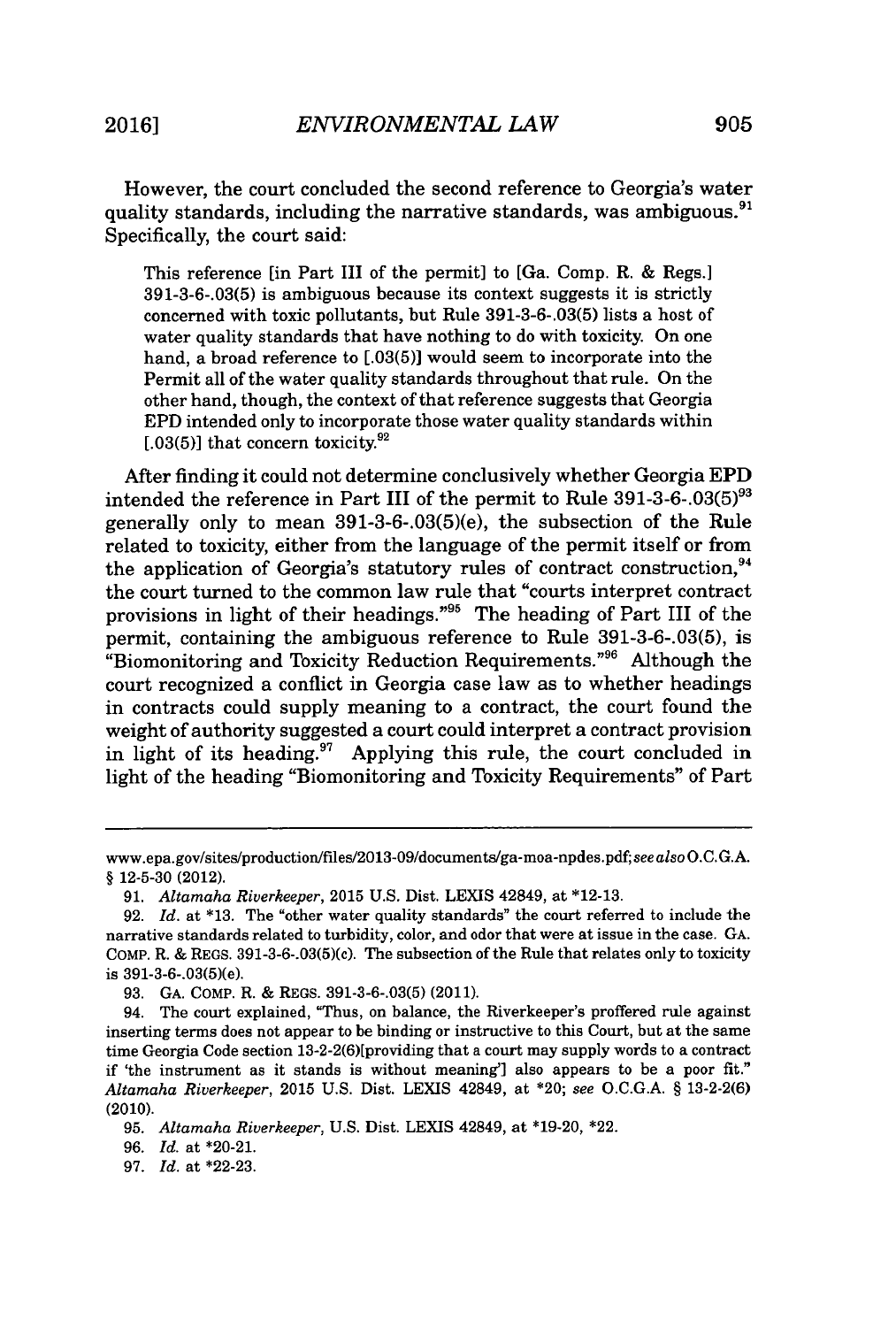However, the court concluded the second reference to Georgia's water quality standards, including the narrative standards, was ambiguous.[91] Specifically, the court said:

> This reference [in Part III of the permit] to [Ga. Comp. R. & Regs.] 391-3-6-.03(5) is ambiguous because its context suggests it is strictly concerned with toxic pollutants, but Rule 391-3-6-.03(5) lists a host of water quality standards that have nothing to do with toxicity. On one hand, a broad reference to [.03(5)] would seem to incorporate into the Permit all of the water quality standards throughout that rule. On the other hand, though, the context of that reference suggests that Georgia EPD intended only to incorporate those water quality standards within [.03(5)] that concern toxicity.[92]

After finding it could not determine conclusively whether Georgia EPD intended the reference in Part III of the permit to Rule 391-3-6-.03(5)[93] generally only to mean 391-3-6-.03(5)(e), the subsection of the Rule related to toxicity, either from the language of the permit itself or from the application of Georgia's statutory rules of contract construction,[94] the court turned to the common law rule that "courts interpret contract provisions in light of their headings."[95] The heading of Part III of the permit, containing the ambiguous reference to Rule 391-3-6-.03(5), is "Biomonitoring and Toxicity Reduction Requirements."[96] Although the court recognized a conflict in Georgia case law as to whether headings in contracts could supply meaning to a contract, the court found the weight of authority suggested a court could interpret a contract provision in light of its heading.[97] Applying this rule, the court concluded in light of the heading "Biomonitoring and Toxicity Requirements" of Part

---

www.epa.gov/sites/production/files/2013-09/documents/ga-moa-npdes.pdf; *see also* O.C.G.A. § 12-5-30 (2012).

91. *Altamaha Riverkeeper*, 2015 U.S. Dist. LEXIS 42849, at *12-13.

92. *Id.* at *13. The "other water quality standards" the court referred to include the narrative standards related to turbidity, color, and odor that were at issue in the case. GA. COMP. R. & REGS. 391-3-6-.03(5)(c). The subsection of the Rule that relates only to toxicity is 391-3-6-.03(5)(e).

93. GA. COMP. R. & REGS. 391-3-6-.03(5) (2011).

94. The court explained, "Thus, on balance, the Riverkeeper's proffered rule against inserting terms does not appear to be binding or instructive to this Court, but at the same time Georgia Code section 13-2-2(6)[providing that a court may supply words to a contract if 'the instrument as it stands is without meaning'] also appears to be a poor fit." *Altamaha Riverkeeper*, 2015 U.S. Dist. LEXIS 42849, at *20; *see* O.C.G.A. § 13-2-2(6) (2010).

95. *Altamaha Riverkeeper*, U.S. Dist. LEXIS 42849, at *19-20, *22.

96. *Id.* at *20-21.

97. *Id.* at *22-23.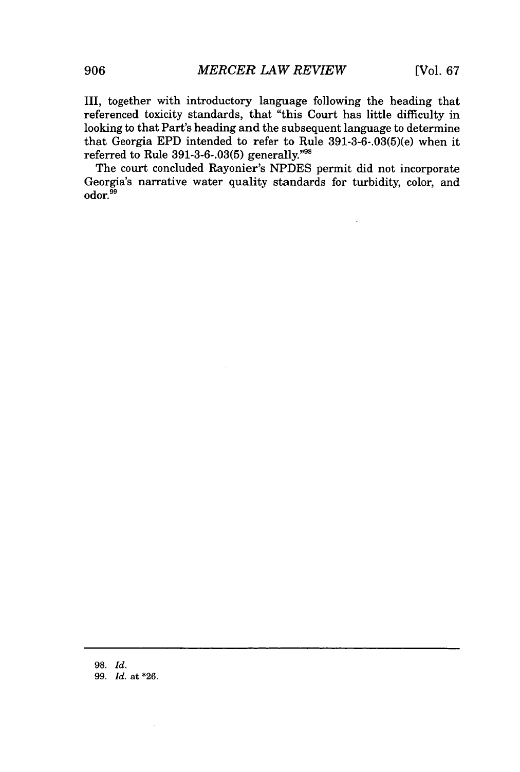III, together with introductory language following the heading that referenced toxicity standards, that "this Court has little difficulty in looking to that Part's heading and the subsequent language to determine that Georgia EPD intended to refer to Rule 391-3-6-.03(5)(e) when it referred to Rule 391-3-6-.03(5) generally."[98]

The court concluded Rayonier's NPDES permit did not incorporate Georgia's narrative water quality standards for turbidity, color, and odor.[99]

---

98. *Id.*
99. *Id.* at *26.